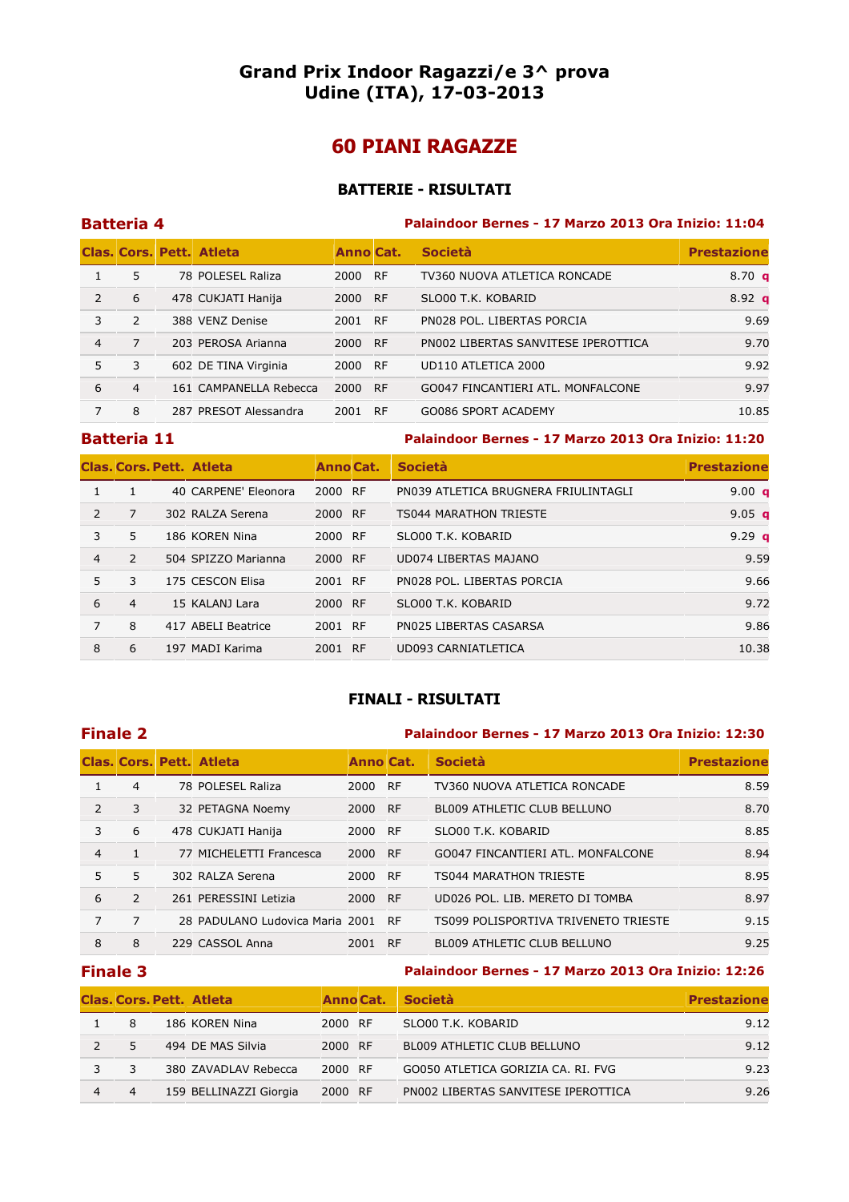# Grand Prix Indoor Ragazzi/e 3^ prova
# Udine (ITA), 17-03-2013

## 60 PIANI RAGAZZE

### BATTERIE - RISULTATI

**Batteria 4** — Palaindoor Bernes - 17 Marzo 2013 Ora Inizio: 11:04

| Clas. | Cors. | Pett. | Atleta | Anno | Cat. | Società | Prestazione |
|---|---|---|---|---|---|---|---|
| 1 | 5 | 78 | POLESEL Raliza | 2000 | RF | TV360 NUOVA ATLETICA RONCADE | 8.70 q |
| 2 | 6 | 478 | CUKJATI Hanija | 2000 | RF | SLO00 T.K. KOBARID | 8.92 q |
| 3 | 2 | 388 | VENZ Denise | 2001 | RF | PN028 POL. LIBERTAS PORCIA | 9.69 |
| 4 | 7 | 203 | PEROSA Arianna | 2000 | RF | PN002 LIBERTAS SANVITESE IPEROTTICA | 9.70 |
| 5 | 3 | 602 | DE TINA Virginia | 2000 | RF | UD110 ATLETICA 2000 | 9.92 |
| 6 | 4 | 161 | CAMPANELLA Rebecca | 2000 | RF | GO047 FINCANTIERI ATL. MONFALCONE | 9.97 |
| 7 | 8 | 287 | PRESOT Alessandra | 2001 | RF | GO086 SPORT ACADEMY | 10.85 |

**Batteria 11** — Palaindoor Bernes - 17 Marzo 2013 Ora Inizio: 11:20

| Clas. | Cors. | Pett. | Atleta | Anno | Cat. | Società | Prestazione |
|---|---|---|---|---|---|---|---|
| 1 | 1 | 40 | CARPENE' Eleonora | 2000 | RF | PN039 ATLETICA BRUGNERA FRIULINTAGLI | 9.00 q |
| 2 | 7 | 302 | RALZA Serena | 2000 | RF | TS044 MARATHON TRIESTE | 9.05 q |
| 3 | 5 | 186 | KOREN Nina | 2000 | RF | SLO00 T.K. KOBARID | 9.29 q |
| 4 | 2 | 504 | SPIZZO Marianna | 2000 | RF | UD074 LIBERTAS MAJANO | 9.59 |
| 5 | 3 | 175 | CESCON Elisa | 2001 | RF | PN028 POL. LIBERTAS PORCIA | 9.66 |
| 6 | 4 | 15 | KALANJ Lara | 2000 | RF | SLO00 T.K. KOBARID | 9.72 |
| 7 | 8 | 417 | ABELI Beatrice | 2001 | RF | PN025 LIBERTAS CASARSA | 9.86 |
| 8 | 6 | 197 | MADI Karima | 2001 | RF | UD093 CARNIATLETICA | 10.38 |

### FINALI - RISULTATI

**Finale 2** — Palaindoor Bernes - 17 Marzo 2013 Ora Inizio: 12:30

| Clas. | Cors. | Pett. | Atleta | Anno | Cat. | Società | Prestazione |
|---|---|---|---|---|---|---|---|
| 1 | 4 | 78 | POLESEL Raliza | 2000 | RF | TV360 NUOVA ATLETICA RONCADE | 8.59 |
| 2 | 3 | 32 | PETAGNA Noemy | 2000 | RF | BL009 ATHLETIC CLUB BELLUNO | 8.70 |
| 3 | 6 | 478 | CUKJATI Hanija | 2000 | RF | SLO00 T.K. KOBARID | 8.85 |
| 4 | 1 | 77 | MICHELETTI Francesca | 2000 | RF | GO047 FINCANTIERI ATL. MONFALCONE | 8.94 |
| 5 | 5 | 302 | RALZA Serena | 2000 | RF | TS044 MARATHON TRIESTE | 8.95 |
| 6 | 2 | 261 | PERESSINI Letizia | 2000 | RF | UD026 POL. LIB. MERETO DI TOMBA | 8.97 |
| 7 | 7 | 28 | PADULANO Ludovica Maria | 2001 | RF | TS099 POLISPORTIVA TRIVENETO TRIESTE | 9.15 |
| 8 | 8 | 229 | CASSOL Anna | 2001 | RF | BL009 ATHLETIC CLUB BELLUNO | 9.25 |

**Finale 3** — Palaindoor Bernes - 17 Marzo 2013 Ora Inizio: 12:26

| Clas. | Cors. | Pett. | Atleta | Anno | Cat. | Società | Prestazione |
|---|---|---|---|---|---|---|---|
| 1 | 8 | 186 | KOREN Nina | 2000 | RF | SLO00 T.K. KOBARID | 9.12 |
| 2 | 5 | 494 | DE MAS Silvia | 2000 | RF | BL009 ATHLETIC CLUB BELLUNO | 9.12 |
| 3 | 3 | 380 | ZAVADLAV Rebecca | 2000 | RF | GO050 ATLETICA GORIZIA CA. RI. FVG | 9.23 |
| 4 | 4 | 159 | BELLINAZZI Giorgia | 2000 | RF | PN002 LIBERTAS SANVITESE IPEROTTICA | 9.26 |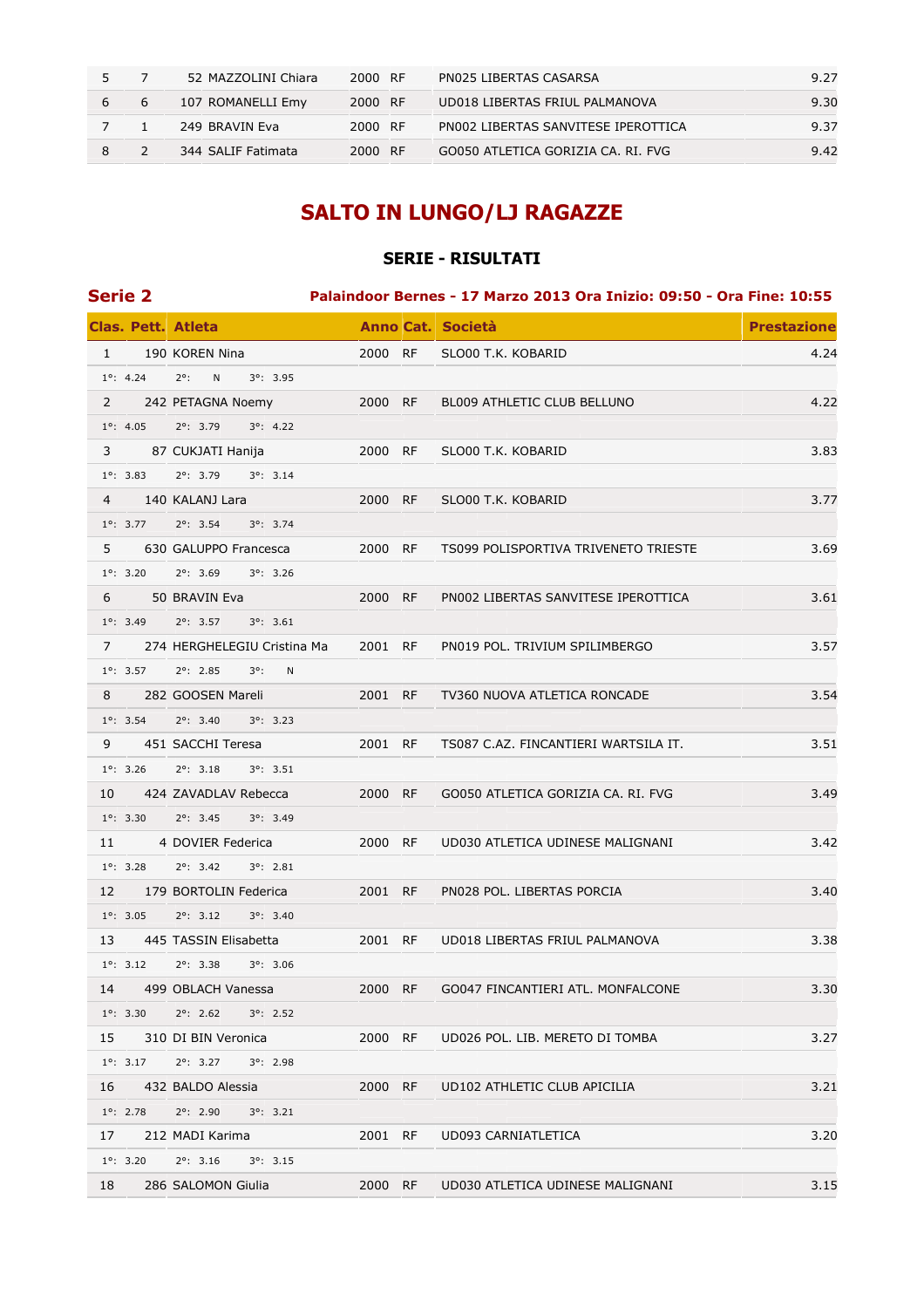| | | | | | | |
|---|---|---|---|---|---|---|
| 5 | 7 | 52 MAZZOLINI Chiara | 2000 | RF | PN025 LIBERTAS CASARSA | 9.27 |
| 6 | 6 | 107 ROMANELLI Emy | 2000 | RF | UD018 LIBERTAS FRIUL PALMANOVA | 9.30 |
| 7 | 1 | 249 BRAVIN Eva | 2000 | RF | PN002 LIBERTAS SANVITESE IPEROTTICA | 9.37 |
| 8 | 2 | 344 SALIF Fatimata | 2000 | RF | GO050 ATLETICA GORIZIA CA. RI. FVG | 9.42 |

# SALTO IN LUNGO/LJ RAGAZZE

### SERIE - RISULTATI

**Serie 2** — **Palaindoor Bernes - 17 Marzo 2013 Ora Inizio: 09:50 - Ora Fine: 10:55**

| Clas. | Pett. | Atleta | Anno | Cat. | Società | Prestazione |
|---|---|---|---|---|---|---|
| 1 | 190 | KOREN Nina | 2000 | RF | SLO00 T.K. KOBARID | 4.24 |
| 1°: 4.24 | 2°: N | 3°: 3.95 | | | | |
| 2 | 242 | PETAGNA Noemy | 2000 | RF | BL009 ATHLETIC CLUB BELLUNO | 4.22 |
| 1°: 4.05 | 2°: 3.79 | 3°: 4.22 | | | | |
| 3 | 87 | CUKJATI Hanija | 2000 | RF | SLO00 T.K. KOBARID | 3.83 |
| 1°: 3.83 | 2°: 3.79 | 3°: 3.14 | | | | |
| 4 | 140 | KALANJ Lara | 2000 | RF | SLO00 T.K. KOBARID | 3.77 |
| 1°: 3.77 | 2°: 3.54 | 3°: 3.74 | | | | |
| 5 | 630 | GALUPPO Francesca | 2000 | RF | TS099 POLISPORTIVA TRIVENETO TRIESTE | 3.69 |
| 1°: 3.20 | 2°: 3.69 | 3°: 3.26 | | | | |
| 6 | 50 | BRAVIN Eva | 2000 | RF | PN002 LIBERTAS SANVITESE IPEROTTICA | 3.61 |
| 1°: 3.49 | 2°: 3.57 | 3°: 3.61 | | | | |
| 7 | 274 | HERGHELEGIU Cristina Ma | 2001 | RF | PN019 POL. TRIVIUM SPILIMBERGO | 3.57 |
| 1°: 3.57 | 2°: 2.85 | 3°: N | | | | |
| 8 | 282 | GOOSEN Mareli | 2001 | RF | TV360 NUOVA ATLETICA RONCADE | 3.54 |
| 1°: 3.54 | 2°: 3.40 | 3°: 3.23 | | | | |
| 9 | 451 | SACCHI Teresa | 2001 | RF | TS087 C.AZ. FINCANTIERI WARTSILA IT. | 3.51 |
| 1°: 3.26 | 2°: 3.18 | 3°: 3.51 | | | | |
| 10 | 424 | ZAVADLAV Rebecca | 2000 | RF | GO050 ATLETICA GORIZIA CA. RI. FVG | 3.49 |
| 1°: 3.30 | 2°: 3.45 | 3°: 3.49 | | | | |
| 11 | 4 | DOVIER Federica | 2000 | RF | UD030 ATLETICA UDINESE MALIGNANI | 3.42 |
| 1°: 3.28 | 2°: 3.42 | 3°: 2.81 | | | | |
| 12 | 179 | BORTOLIN Federica | 2001 | RF | PN028 POL. LIBERTAS PORCIA | 3.40 |
| 1°: 3.05 | 2°: 3.12 | 3°: 3.40 | | | | |
| 13 | 445 | TASSIN Elisabetta | 2001 | RF | UD018 LIBERTAS FRIUL PALMANOVA | 3.38 |
| 1°: 3.12 | 2°: 3.38 | 3°: 3.06 | | | | |
| 14 | 499 | OBLACH Vanessa | 2000 | RF | GO047 FINCANTIERI ATL. MONFALCONE | 3.30 |
| 1°: 3.30 | 2°: 2.62 | 3°: 2.52 | | | | |
| 15 | 310 | DI BIN Veronica | 2000 | RF | UD026 POL. LIB. MERETO DI TOMBA | 3.27 |
| 1°: 3.17 | 2°: 3.27 | 3°: 2.98 | | | | |
| 16 | 432 | BALDO Alessia | 2000 | RF | UD102 ATHLETIC CLUB APICILIA | 3.21 |
| 1°: 2.78 | 2°: 2.90 | 3°: 3.21 | | | | |
| 17 | 212 | MADI Karima | 2001 | RF | UD093 CARNIATLETICA | 3.20 |
| 1°: 3.20 | 2°: 3.16 | 3°: 3.15 | | | | |
| 18 | 286 | SALOMON Giulia | 2000 | RF | UD030 ATLETICA UDINESE MALIGNANI | 3.15 |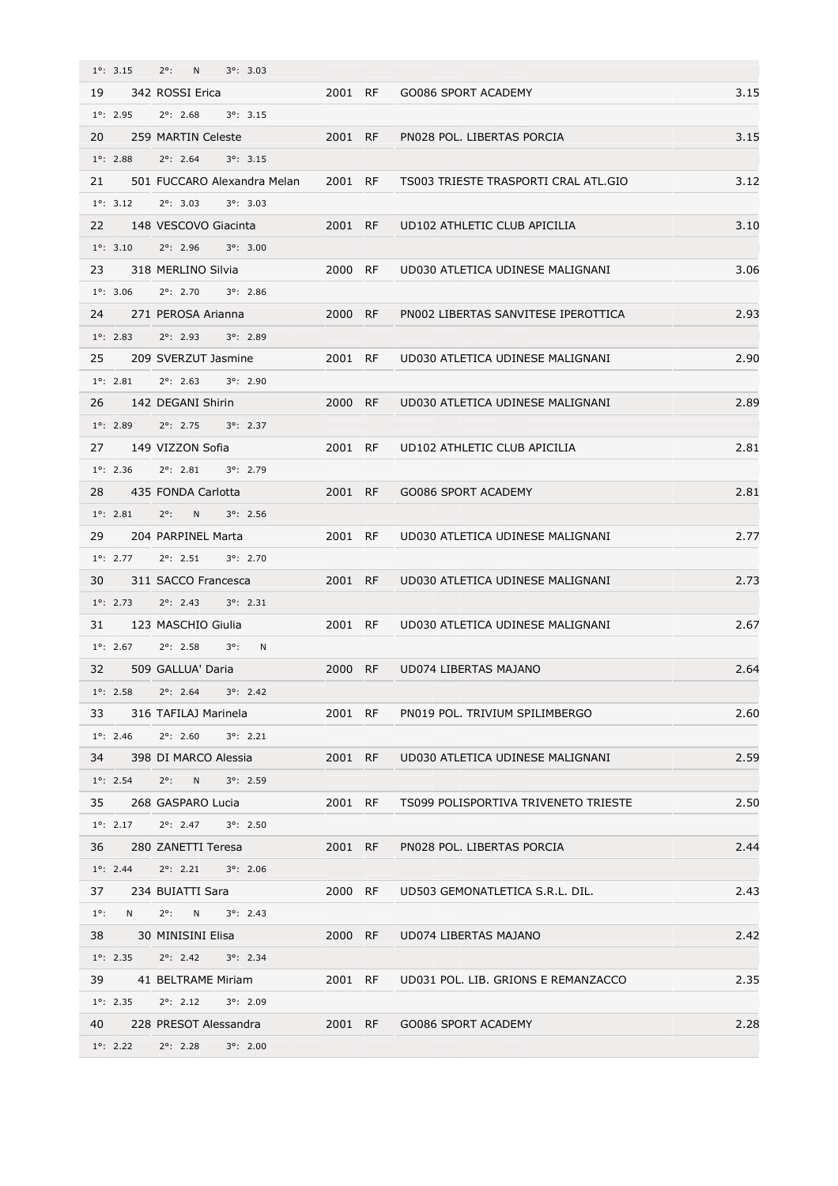| | | | | | | |
|---|---|---|---|---|---|---|
| 1°: 3.15 | 2°: N | 3°: 3.03 | | | | |
| 19 | 342 ROSSI Erica | 2001 | RF | GO086 SPORT ACADEMY | | 3.15 |
| 1°: 2.95 | 2°: 2.68 | 3°: 3.15 | | | | |
| 20 | 259 MARTIN Celeste | 2001 | RF | PN028 POL. LIBERTAS PORCIA | | 3.15 |
| 1°: 2.88 | 2°: 2.64 | 3°: 3.15 | | | | |
| 21 | 501 FUCCARO Alexandra Melan | 2001 | RF | TS003 TRIESTE TRASPORTI CRAL ATL.GIO | | 3.12 |
| 1°: 3.12 | 2°: 3.03 | 3°: 3.03 | | | | |
| 22 | 148 VESCOVO Giacinta | 2001 | RF | UD102 ATHLETIC CLUB APICILIA | | 3.10 |
| 1°: 3.10 | 2°: 2.96 | 3°: 3.00 | | | | |
| 23 | 318 MERLINO Silvia | 2000 | RF | UD030 ATLETICA UDINESE MALIGNANI | | 3.06 |
| 1°: 3.06 | 2°: 2.70 | 3°: 2.86 | | | | |
| 24 | 271 PEROSA Arianna | 2000 | RF | PN002 LIBERTAS SANVITESE IPEROTTICA | | 2.93 |
| 1°: 2.83 | 2°: 2.93 | 3°: 2.89 | | | | |
| 25 | 209 SVERZUT Jasmine | 2001 | RF | UD030 ATLETICA UDINESE MALIGNANI | | 2.90 |
| 1°: 2.81 | 2°: 2.63 | 3°: 2.90 | | | | |
| 26 | 142 DEGANI Shirin | 2000 | RF | UD030 ATLETICA UDINESE MALIGNANI | | 2.89 |
| 1°: 2.89 | 2°: 2.75 | 3°: 2.37 | | | | |
| 27 | 149 VIZZON Sofia | 2001 | RF | UD102 ATHLETIC CLUB APICILIA | | 2.81 |
| 1°: 2.36 | 2°: 2.81 | 3°: 2.79 | | | | |
| 28 | 435 FONDA Carlotta | 2001 | RF | GO086 SPORT ACADEMY | | 2.81 |
| 1°: 2.81 | 2°: N | 3°: 2.56 | | | | |
| 29 | 204 PARPINEL Marta | 2001 | RF | UD030 ATLETICA UDINESE MALIGNANI | | 2.77 |
| 1°: 2.77 | 2°: 2.51 | 3°: 2.70 | | | | |
| 30 | 311 SACCO Francesca | 2001 | RF | UD030 ATLETICA UDINESE MALIGNANI | | 2.73 |
| 1°: 2.73 | 2°: 2.43 | 3°: 2.31 | | | | |
| 31 | 123 MASCHIO Giulia | 2001 | RF | UD030 ATLETICA UDINESE MALIGNANI | | 2.67 |
| 1°: 2.67 | 2°: 2.58 | 3°: N | | | | |
| 32 | 509 GALLUA' Daria | 2000 | RF | UD074 LIBERTAS MAJANO | | 2.64 |
| 1°: 2.58 | 2°: 2.64 | 3°: 2.42 | | | | |
| 33 | 316 TAFILAJ Marinela | 2001 | RF | PN019 POL. TRIVIUM SPILIMBERGO | | 2.60 |
| 1°: 2.46 | 2°: 2.60 | 3°: 2.21 | | | | |
| 34 | 398 DI MARCO Alessia | 2001 | RF | UD030 ATLETICA UDINESE MALIGNANI | | 2.59 |
| 1°: 2.54 | 2°: N | 3°: 2.59 | | | | |
| 35 | 268 GASPARO Lucia | 2001 | RF | TS099 POLISPORTIVA TRIVENETO TRIESTE | | 2.50 |
| 1°: 2.17 | 2°: 2.47 | 3°: 2.50 | | | | |
| 36 | 280 ZANETTI Teresa | 2001 | RF | PN028 POL. LIBERTAS PORCIA | | 2.44 |
| 1°: 2.44 | 2°: 2.21 | 3°: 2.06 | | | | |
| 37 | 234 BUIATTI Sara | 2000 | RF | UD503 GEMONATLETICA S.R.L. DIL. | | 2.43 |
| 1°: N | 2°: N | 3°: 2.43 | | | | |
| 38 | 30 MINISINI Elisa | 2000 | RF | UD074 LIBERTAS MAJANO | | 2.42 |
| 1°: 2.35 | 2°: 2.42 | 3°: 2.34 | | | | |
| 39 | 41 BELTRAME Miriam | 2001 | RF | UD031 POL. LIB. GRIONS E REMANZACCO | | 2.35 |
| 1°: 2.35 | 2°: 2.12 | 3°: 2.09 | | | | |
| 40 | 228 PRESOT Alessandra | 2001 | RF | GO086 SPORT ACADEMY | | 2.28 |
| 1°: 2.22 | 2°: 2.28 | 3°: 2.00 | | | | |